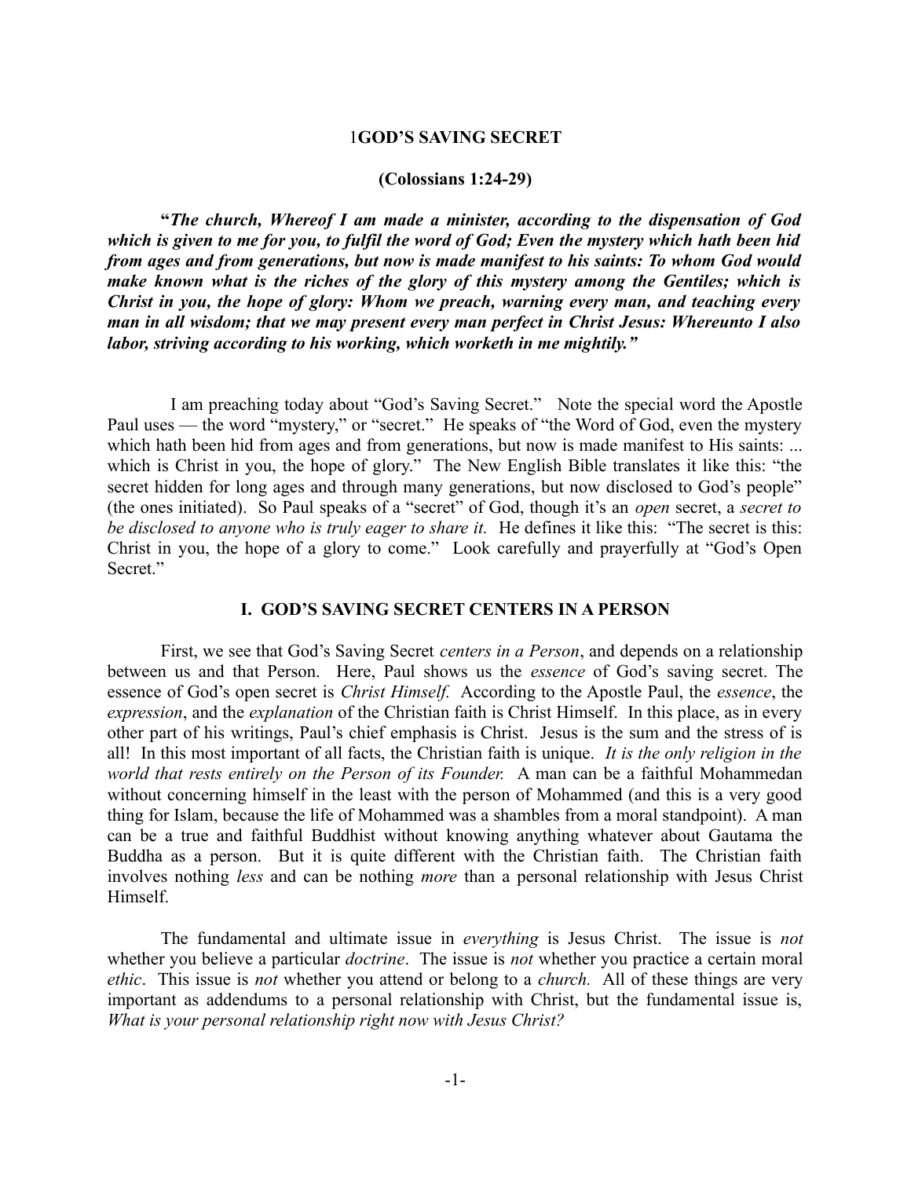# 1GOD'S SAVING SECRET

**(Colossians 1:24-29)**

**"*The church, Whereof I am made a minister, according to the dispensation of God which is given to me for you, to fulfil the word of God; Even the mystery which hath been hid from ages and from generations, but now is made manifest to his saints: To whom God would make known what is the riches of the glory of this mystery among the Gentiles; which is Christ in you, the hope of glory: Whom we preach, warning every man, and teaching every man in all wisdom; that we may present every man perfect in Christ Jesus: Whereunto I also labor, striving according to his working, which worketh in me mightily."***

I am preaching today about "God's Saving Secret." Note the special word the Apostle Paul uses — the word "mystery," or "secret." He speaks of "the Word of God, even the mystery which hath been hid from ages and from generations, but now is made manifest to His saints: ... which is Christ in you, the hope of glory." The New English Bible translates it like this: "the secret hidden for long ages and through many generations, but now disclosed to God's people" (the ones initiated). So Paul speaks of a "secret" of God, though it's an *open* secret, a *secret to be disclosed to anyone who is truly eager to share it.* He defines it like this: "The secret is this: Christ in you, the hope of a glory to come." Look carefully and prayerfully at "God's Open Secret."

## I. GOD'S SAVING SECRET CENTERS IN A PERSON

First, we see that God's Saving Secret *centers in a Person*, and depends on a relationship between us and that Person. Here, Paul shows us the *essence* of God's saving secret. The essence of God's open secret is *Christ Himself.* According to the Apostle Paul, the *essence*, the *expression*, and the *explanation* of the Christian faith is Christ Himself. In this place, as in every other part of his writings, Paul's chief emphasis is Christ. Jesus is the sum and the stress of is all! In this most important of all facts, the Christian faith is unique. *It is the only religion in the world that rests entirely on the Person of its Founder.* A man can be a faithful Mohammedan without concerning himself in the least with the person of Mohammed (and this is a very good thing for Islam, because the life of Mohammed was a shambles from a moral standpoint). A man can be a true and faithful Buddhist without knowing anything whatever about Gautama the Buddha as a person. But it is quite different with the Christian faith. The Christian faith involves nothing *less* and can be nothing *more* than a personal relationship with Jesus Christ Himself.

The fundamental and ultimate issue in *everything* is Jesus Christ. The issue is *not* whether you believe a particular *doctrine*. The issue is *not* whether you practice a certain moral *ethic*. This issue is *not* whether you attend or belong to a *church.* All of these things are very important as addendums to a personal relationship with Christ, but the fundamental issue is, *What is your personal relationship right now with Jesus Christ?*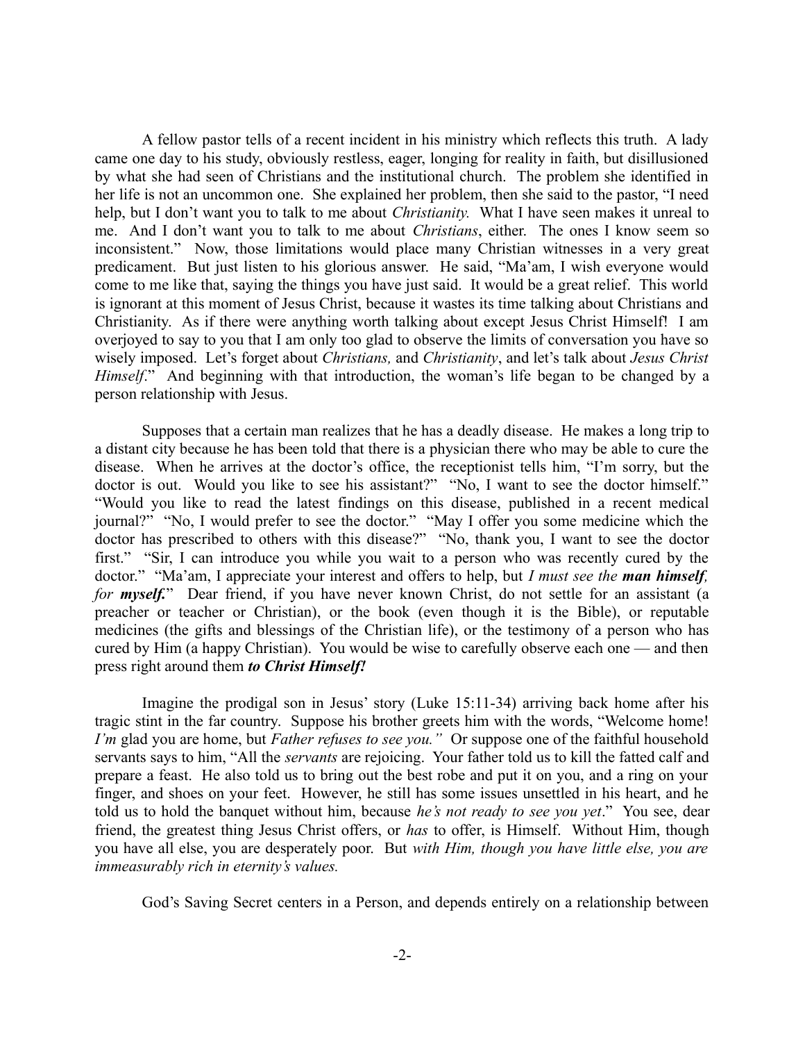A fellow pastor tells of a recent incident in his ministry which reflects this truth. A lady came one day to his study, obviously restless, eager, longing for reality in faith, but disillusioned by what she had seen of Christians and the institutional church. The problem she identified in her life is not an uncommon one. She explained her problem, then she said to the pastor, "I need help, but I don't want you to talk to me about *Christianity.* What I have seen makes it unreal to me. And I don't want you to talk to me about *Christians*, either. The ones I know seem so inconsistent." Now, those limitations would place many Christian witnesses in a very great predicament. But just listen to his glorious answer. He said, "Ma'am, I wish everyone would come to me like that, saying the things you have just said. It would be a great relief. This world is ignorant at this moment of Jesus Christ, because it wastes its time talking about Christians and Christianity. As if there were anything worth talking about except Jesus Christ Himself! I am overjoyed to say to you that I am only too glad to observe the limits of conversation you have so wisely imposed. Let's forget about *Christians,* and *Christianity*, and let's talk about *Jesus Christ Himself*." And beginning with that introduction, the woman's life began to be changed by a person relationship with Jesus.

Supposes that a certain man realizes that he has a deadly disease. He makes a long trip to a distant city because he has been told that there is a physician there who may be able to cure the disease. When he arrives at the doctor's office, the receptionist tells him, "I'm sorry, but the doctor is out. Would you like to see his assistant?" "No, I want to see the doctor himself." "Would you like to read the latest findings on this disease, published in a recent medical journal?" "No, I would prefer to see the doctor." "May I offer you some medicine which the doctor has prescribed to others with this disease?" "No, thank you, I want to see the doctor first." "Sir, I can introduce you while you wait to a person who was recently cured by the doctor." "Ma'am, I appreciate your interest and offers to help, but *I must see the* ***man himself****, for* ***myself.***" Dear friend, if you have never known Christ, do not settle for an assistant (a preacher or teacher or Christian), or the book (even though it is the Bible), or reputable medicines (the gifts and blessings of the Christian life), or the testimony of a person who has cured by Him (a happy Christian). You would be wise to carefully observe each one — and then press right around them ***to Christ Himself!***

Imagine the prodigal son in Jesus' story (Luke 15:11-34) arriving back home after his tragic stint in the far country. Suppose his brother greets him with the words, "Welcome home! *I'm* glad you are home, but *Father refuses to see you."* Or suppose one of the faithful household servants says to him, "All the *servants* are rejoicing. Your father told us to kill the fatted calf and prepare a feast. He also told us to bring out the best robe and put it on you, and a ring on your finger, and shoes on your feet. However, he still has some issues unsettled in his heart, and he told us to hold the banquet without him, because *he's not ready to see you yet*." You see, dear friend, the greatest thing Jesus Christ offers, or *has* to offer, is Himself. Without Him, though you have all else, you are desperately poor. But *with Him, though you have little else, you are immeasurably rich in eternity's values.*

God's Saving Secret centers in a Person, and depends entirely on a relationship between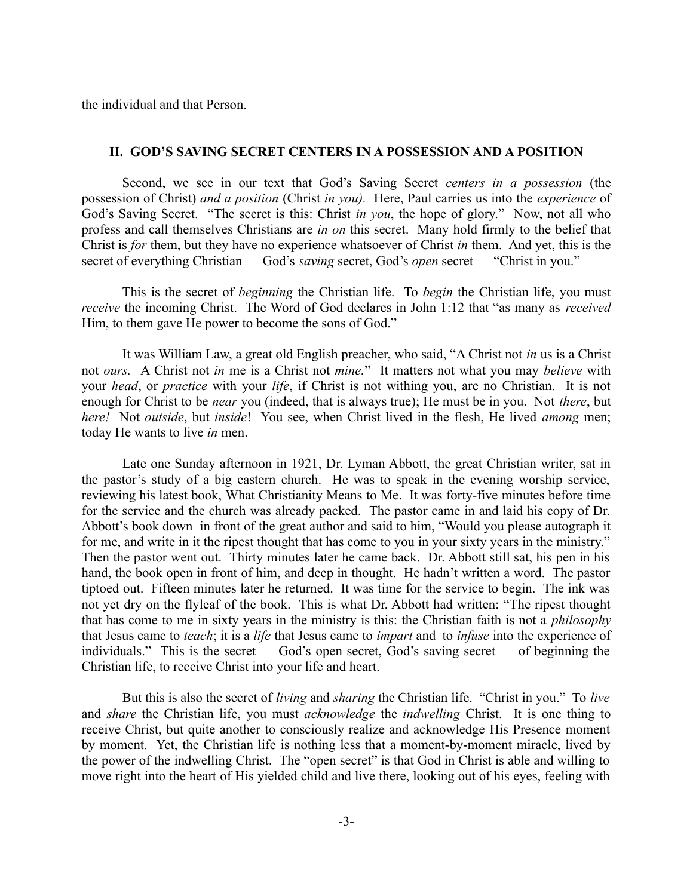the individual and that Person.

### II. GOD'S SAVING SECRET CENTERS IN A POSSESSION AND A POSITION

Second, we see in our text that God's Saving Secret *centers in a possession* (the possession of Christ) *and a position* (Christ *in you).* Here, Paul carries us into the *experience* of God's Saving Secret. "The secret is this: Christ *in you*, the hope of glory." Now, not all who profess and call themselves Christians are *in on* this secret. Many hold firmly to the belief that Christ is *for* them, but they have no experience whatsoever of Christ *in* them. And yet, this is the secret of everything Christian — God's *saving* secret, God's *open* secret — "Christ in you."

This is the secret of *beginning* the Christian life. To *begin* the Christian life, you must *receive* the incoming Christ. The Word of God declares in John 1:12 that "as many as *received* Him, to them gave He power to become the sons of God."

It was William Law, a great old English preacher, who said, "A Christ not *in* us is a Christ not *ours.* A Christ not *in* me is a Christ not *mine.*" It matters not what you may *believe* with your *head*, or *practice* with your *life*, if Christ is not withing you, are no Christian. It is not enough for Christ to be *near* you (indeed, that is always true); He must be in you. Not *there*, but *here!* Not *outside*, but *inside*! You see, when Christ lived in the flesh, He lived *among* men; today He wants to live *in* men.

Late one Sunday afternoon in 1921, Dr. Lyman Abbott, the great Christian writer, sat in the pastor's study of a big eastern church. He was to speak in the evening worship service, reviewing his latest book, What Christianity Means to Me. It was forty-five minutes before time for the service and the church was already packed. The pastor came in and laid his copy of Dr. Abbott's book down in front of the great author and said to him, "Would you please autograph it for me, and write in it the ripest thought that has come to you in your sixty years in the ministry." Then the pastor went out. Thirty minutes later he came back. Dr. Abbott still sat, his pen in his hand, the book open in front of him, and deep in thought. He hadn't written a word. The pastor tiptoed out. Fifteen minutes later he returned. It was time for the service to begin. The ink was not yet dry on the flyleaf of the book. This is what Dr. Abbott had written: "The ripest thought that has come to me in sixty years in the ministry is this: the Christian faith is not a *philosophy* that Jesus came to *teach*; it is a *life* that Jesus came to *impart* and to *infuse* into the experience of individuals." This is the secret — God's open secret, God's saving secret — of beginning the Christian life, to receive Christ into your life and heart.

But this is also the secret of *living* and *sharing* the Christian life. "Christ in you." To *live* and *share* the Christian life, you must *acknowledge* the *indwelling* Christ. It is one thing to receive Christ, but quite another to consciously realize and acknowledge His Presence moment by moment. Yet, the Christian life is nothing less that a moment-by-moment miracle, lived by the power of the indwelling Christ. The "open secret" is that God in Christ is able and willing to move right into the heart of His yielded child and live there, looking out of his eyes, feeling with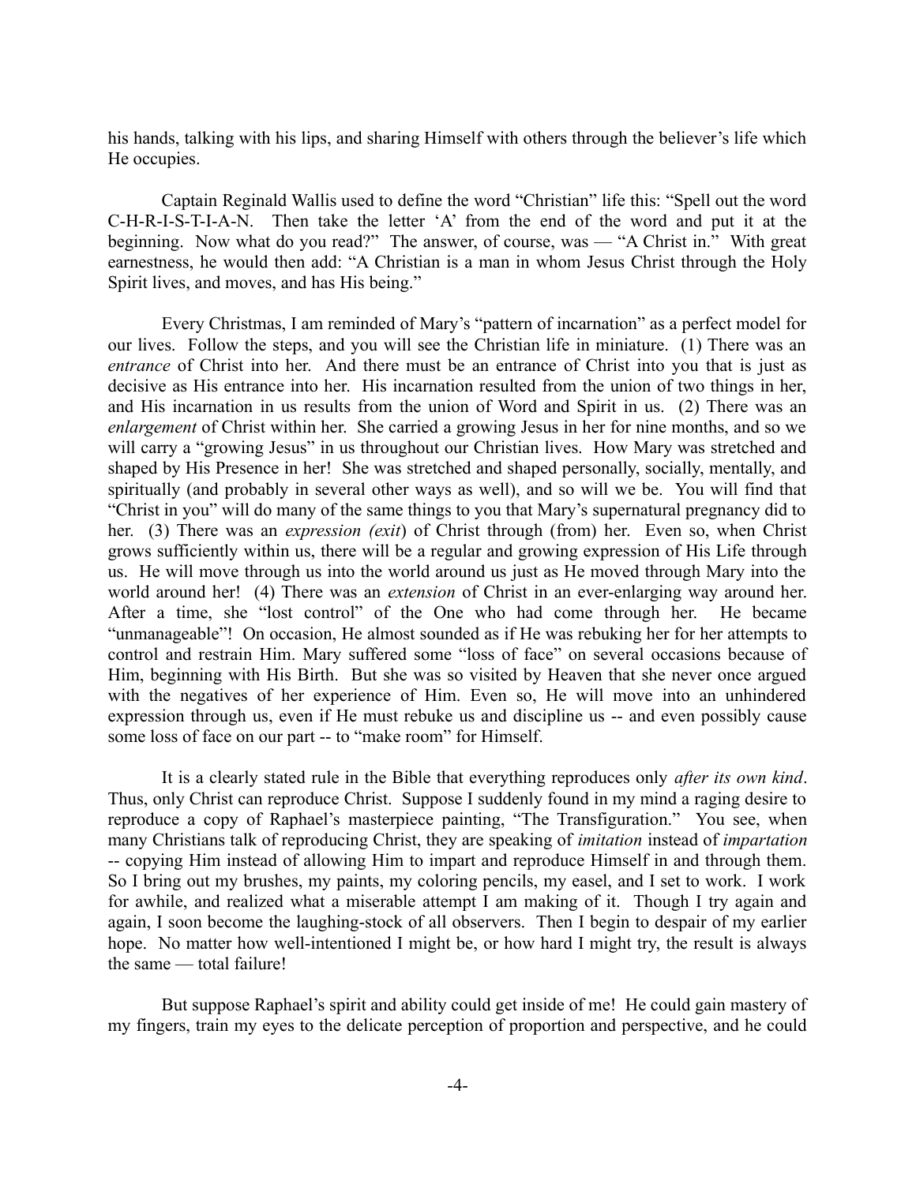his hands, talking with his lips, and sharing Himself with others through the believer's life which He occupies.

Captain Reginald Wallis used to define the word "Christian" life this: "Spell out the word C-H-R-I-S-T-I-A-N. Then take the letter 'A' from the end of the word and put it at the beginning. Now what do you read?" The answer, of course, was — "A Christ in." With great earnestness, he would then add: "A Christian is a man in whom Jesus Christ through the Holy Spirit lives, and moves, and has His being."

Every Christmas, I am reminded of Mary's "pattern of incarnation" as a perfect model for our lives. Follow the steps, and you will see the Christian life in miniature. (1) There was an *entrance* of Christ into her. And there must be an entrance of Christ into you that is just as decisive as His entrance into her. His incarnation resulted from the union of two things in her, and His incarnation in us results from the union of Word and Spirit in us. (2) There was an *enlargement* of Christ within her. She carried a growing Jesus in her for nine months, and so we will carry a "growing Jesus" in us throughout our Christian lives. How Mary was stretched and shaped by His Presence in her! She was stretched and shaped personally, socially, mentally, and spiritually (and probably in several other ways as well), and so will we be. You will find that "Christ in you" will do many of the same things to you that Mary's supernatural pregnancy did to her. (3) There was an *expression (exit)* of Christ through (from) her. Even so, when Christ grows sufficiently within us, there will be a regular and growing expression of His Life through us. He will move through us into the world around us just as He moved through Mary into the world around her! (4) There was an *extension* of Christ in an ever-enlarging way around her. After a time, she "lost control" of the One who had come through her. He became "unmanageable"! On occasion, He almost sounded as if He was rebuking her for her attempts to control and restrain Him. Mary suffered some "loss of face" on several occasions because of Him, beginning with His Birth. But she was so visited by Heaven that she never once argued with the negatives of her experience of Him. Even so, He will move into an unhindered expression through us, even if He must rebuke us and discipline us -- and even possibly cause some loss of face on our part -- to "make room" for Himself.

It is a clearly stated rule in the Bible that everything reproduces only *after its own kind*. Thus, only Christ can reproduce Christ. Suppose I suddenly found in my mind a raging desire to reproduce a copy of Raphael's masterpiece painting, "The Transfiguration." You see, when many Christians talk of reproducing Christ, they are speaking of *imitation* instead of *impartation* -- copying Him instead of allowing Him to impart and reproduce Himself in and through them. So I bring out my brushes, my paints, my coloring pencils, my easel, and I set to work. I work for awhile, and realized what a miserable attempt I am making of it. Though I try again and again, I soon become the laughing-stock of all observers. Then I begin to despair of my earlier hope. No matter how well-intentioned I might be, or how hard I might try, the result is always the same — total failure!

But suppose Raphael's spirit and ability could get inside of me! He could gain mastery of my fingers, train my eyes to the delicate perception of proportion and perspective, and he could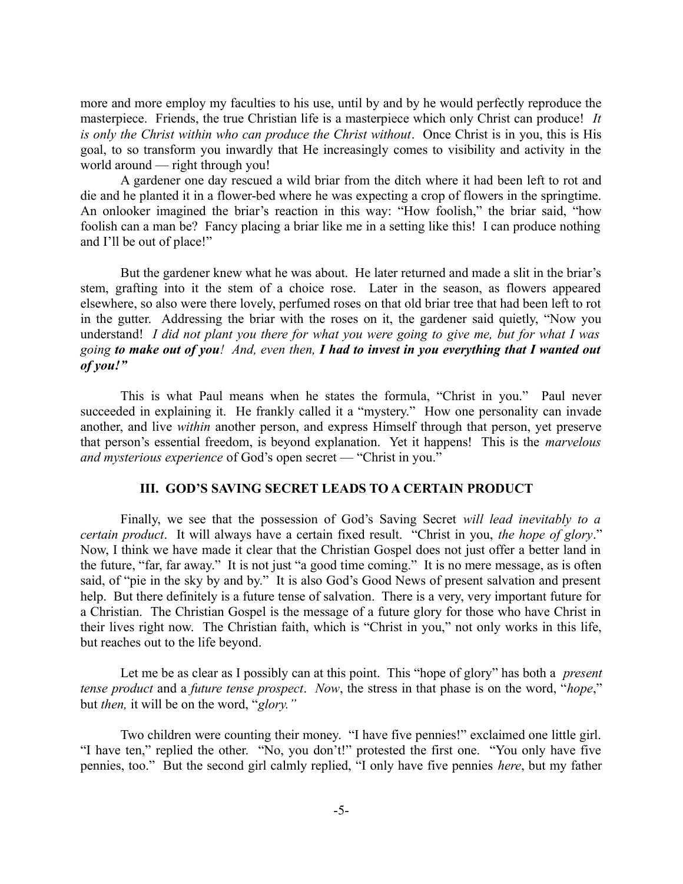more and more employ my faculties to his use, until by and by he would perfectly reproduce the masterpiece. Friends, the true Christian life is a masterpiece which only Christ can produce! *It is only the Christ within who can produce the Christ without*. Once Christ is in you, this is His goal, to so transform you inwardly that He increasingly comes to visibility and activity in the world around — right through you!

A gardener one day rescued a wild briar from the ditch where it had been left to rot and die and he planted it in a flower-bed where he was expecting a crop of flowers in the springtime. An onlooker imagined the briar's reaction in this way: "How foolish," the briar said, "how foolish can a man be? Fancy placing a briar like me in a setting like this! I can produce nothing and I'll be out of place!"

But the gardener knew what he was about. He later returned and made a slit in the briar's stem, grafting into it the stem of a choice rose. Later in the season, as flowers appeared elsewhere, so also were there lovely, perfumed roses on that old briar tree that had been left to rot in the gutter. Addressing the briar with the roses on it, the gardener said quietly, "Now you understand! *I did not plant you there for what you were going to give me, but for what I was going* ***to make out of you****! And, even then,* ***I had to invest in you everything that I wanted out of you!"***

This is what Paul means when he states the formula, "Christ in you." Paul never succeeded in explaining it. He frankly called it a "mystery." How one personality can invade another, and live *within* another person, and express Himself through that person, yet preserve that person's essential freedom, is beyond explanation. Yet it happens! This is the *marvelous and mysterious experience* of God's open secret — "Christ in you."

### III. GOD'S SAVING SECRET LEADS TO A CERTAIN PRODUCT

Finally, we see that the possession of God's Saving Secret *will lead inevitably to a certain product*. It will always have a certain fixed result. "Christ in you, *the hope of glory*." Now, I think we have made it clear that the Christian Gospel does not just offer a better land in the future, "far, far away." It is not just "a good time coming." It is no mere message, as is often said, of "pie in the sky by and by." It is also God's Good News of present salvation and present help. But there definitely is a future tense of salvation. There is a very, very important future for a Christian. The Christian Gospel is the message of a future glory for those who have Christ in their lives right now. The Christian faith, which is "Christ in you," not only works in this life, but reaches out to the life beyond.

Let me be as clear as I possibly can at this point. This "hope of glory" has both a *present tense product* and a *future tense prospect*. *Now*, the stress in that phase is on the word, "*hope*," but *then,* it will be on the word, "*glory."*

Two children were counting their money. "I have five pennies!" exclaimed one little girl. "I have ten," replied the other. "No, you don't!" protested the first one. "You only have five pennies, too." But the second girl calmly replied, "I only have five pennies *here*, but my father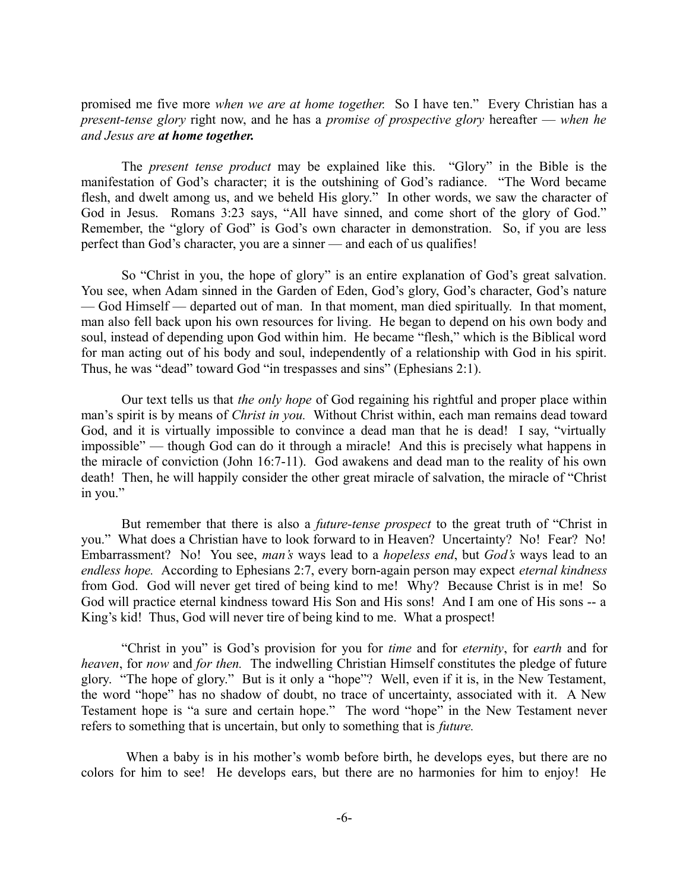promised me five more *when we are at home together.* So I have ten." Every Christian has a *present-tense glory* right now, and he has a *promise of prospective glory* hereafter — *when he and Jesus are **at home together.***

The *present tense product* may be explained like this. "Glory" in the Bible is the manifestation of God's character; it is the outshining of God's radiance. "The Word became flesh, and dwelt among us, and we beheld His glory." In other words, we saw the character of God in Jesus. Romans 3:23 says, "All have sinned, and come short of the glory of God." Remember, the "glory of God" is God's own character in demonstration. So, if you are less perfect than God's character, you are a sinner — and each of us qualifies!

So "Christ in you, the hope of glory" is an entire explanation of God's great salvation. You see, when Adam sinned in the Garden of Eden, God's glory, God's character, God's nature — God Himself — departed out of man. In that moment, man died spiritually. In that moment, man also fell back upon his own resources for living. He began to depend on his own body and soul, instead of depending upon God within him. He became "flesh," which is the Biblical word for man acting out of his body and soul, independently of a relationship with God in his spirit. Thus, he was "dead" toward God "in trespasses and sins" (Ephesians 2:1).

Our text tells us that *the only hope* of God regaining his rightful and proper place within man's spirit is by means of *Christ in you.* Without Christ within, each man remains dead toward God, and it is virtually impossible to convince a dead man that he is dead! I say, "virtually impossible" — though God can do it through a miracle! And this is precisely what happens in the miracle of conviction (John 16:7-11). God awakens and dead man to the reality of his own death! Then, he will happily consider the other great miracle of salvation, the miracle of "Christ in you."

But remember that there is also a *future-tense prospect* to the great truth of "Christ in you." What does a Christian have to look forward to in Heaven? Uncertainty? No! Fear? No! Embarrassment? No! You see, *man's* ways lead to a *hopeless end*, but *God's* ways lead to an *endless hope.* According to Ephesians 2:7, every born-again person may expect *eternal kindness* from God. God will never get tired of being kind to me! Why? Because Christ is in me! So God will practice eternal kindness toward His Son and His sons! And I am one of His sons -- a King's kid! Thus, God will never tire of being kind to me. What a prospect!

"Christ in you" is God's provision for you for *time* and for *eternity*, for *earth* and for *heaven*, for *now* and *for then.* The indwelling Christian Himself constitutes the pledge of future glory. "The hope of glory." But is it only a "hope"? Well, even if it is, in the New Testament, the word "hope" has no shadow of doubt, no trace of uncertainty, associated with it. A New Testament hope is "a sure and certain hope." The word "hope" in the New Testament never refers to something that is uncertain, but only to something that is *future.*

When a baby is in his mother's womb before birth, he develops eyes, but there are no colors for him to see! He develops ears, but there are no harmonies for him to enjoy! He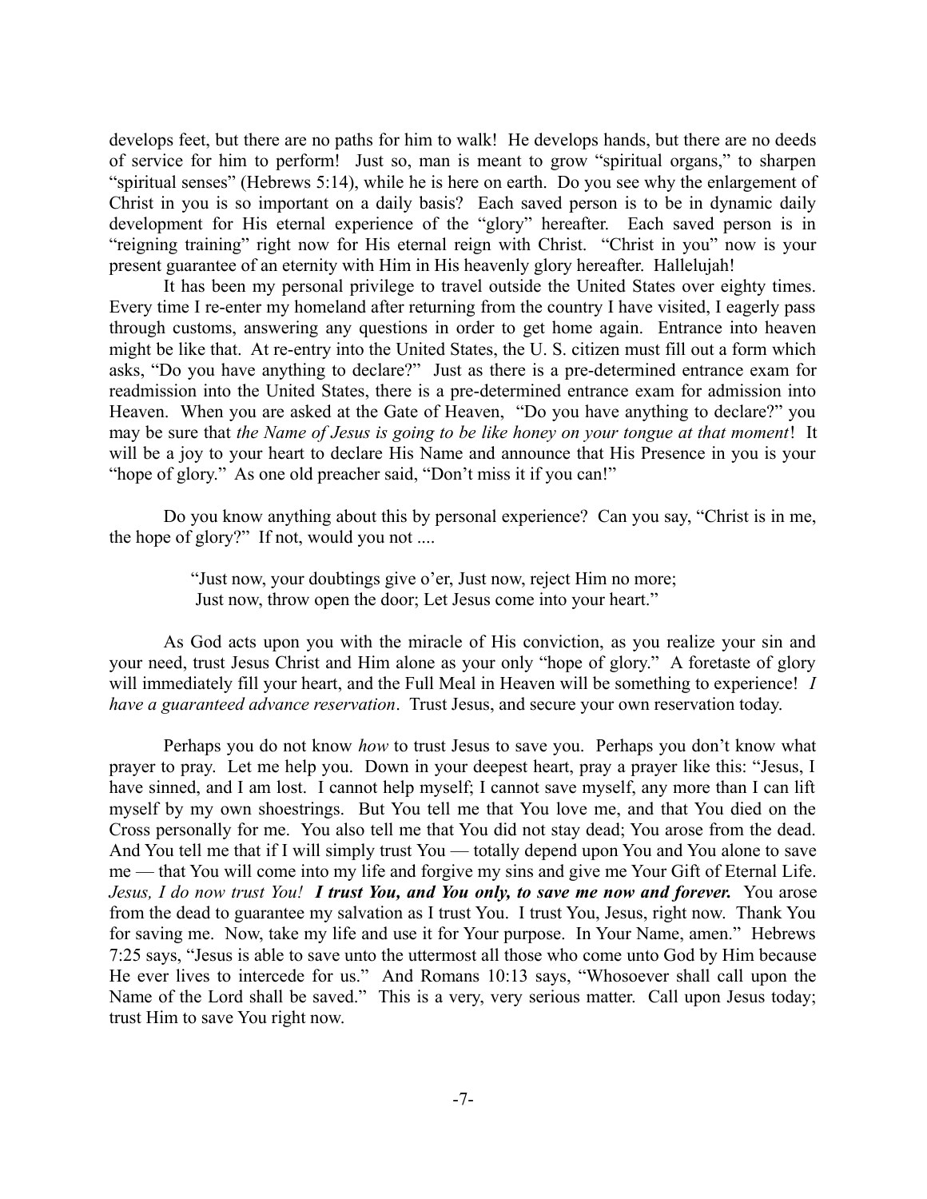develops feet, but there are no paths for him to walk! He develops hands, but there are no deeds of service for him to perform! Just so, man is meant to grow "spiritual organs," to sharpen "spiritual senses" (Hebrews 5:14), while he is here on earth. Do you see why the enlargement of Christ in you is so important on a daily basis? Each saved person is to be in dynamic daily development for His eternal experience of the "glory" hereafter. Each saved person is in "reigning training" right now for His eternal reign with Christ. "Christ in you" now is your present guarantee of an eternity with Him in His heavenly glory hereafter. Hallelujah!

It has been my personal privilege to travel outside the United States over eighty times. Every time I re-enter my homeland after returning from the country I have visited, I eagerly pass through customs, answering any questions in order to get home again. Entrance into heaven might be like that. At re-entry into the United States, the U. S. citizen must fill out a form which asks, "Do you have anything to declare?" Just as there is a pre-determined entrance exam for readmission into the United States, there is a pre-determined entrance exam for admission into Heaven. When you are asked at the Gate of Heaven, "Do you have anything to declare?" you may be sure that *the Name of Jesus is going to be like honey on your tongue at that moment*! It will be a joy to your heart to declare His Name and announce that His Presence in you is your "hope of glory." As one old preacher said, "Don't miss it if you can!"

Do you know anything about this by personal experience? Can you say, "Christ is in me, the hope of glory?" If not, would you not ....

> "Just now, your doubtings give o'er, Just now, reject Him no more;
> Just now, throw open the door; Let Jesus come into your heart."

As God acts upon you with the miracle of His conviction, as you realize your sin and your need, trust Jesus Christ and Him alone as your only "hope of glory." A foretaste of glory will immediately fill your heart, and the Full Meal in Heaven will be something to experience! *I have a guaranteed advance reservation*. Trust Jesus, and secure your own reservation today.

Perhaps you do not know *how* to trust Jesus to save you. Perhaps you don't know what prayer to pray. Let me help you. Down in your deepest heart, pray a prayer like this: "Jesus, I have sinned, and I am lost. I cannot help myself; I cannot save myself, any more than I can lift myself by my own shoestrings. But You tell me that You love me, and that You died on the Cross personally for me. You also tell me that You did not stay dead; You arose from the dead. And You tell me that if I will simply trust You — totally depend upon You and You alone to save me — that You will come into my life and forgive my sins and give me Your Gift of Eternal Life. *Jesus, I do now trust You!* ***I trust You, and You only, to save me now and forever.*** You arose from the dead to guarantee my salvation as I trust You. I trust You, Jesus, right now. Thank You for saving me. Now, take my life and use it for Your purpose. In Your Name, amen." Hebrews 7:25 says, "Jesus is able to save unto the uttermost all those who come unto God by Him because He ever lives to intercede for us." And Romans 10:13 says, "Whosoever shall call upon the Name of the Lord shall be saved." This is a very, very serious matter. Call upon Jesus today; trust Him to save You right now.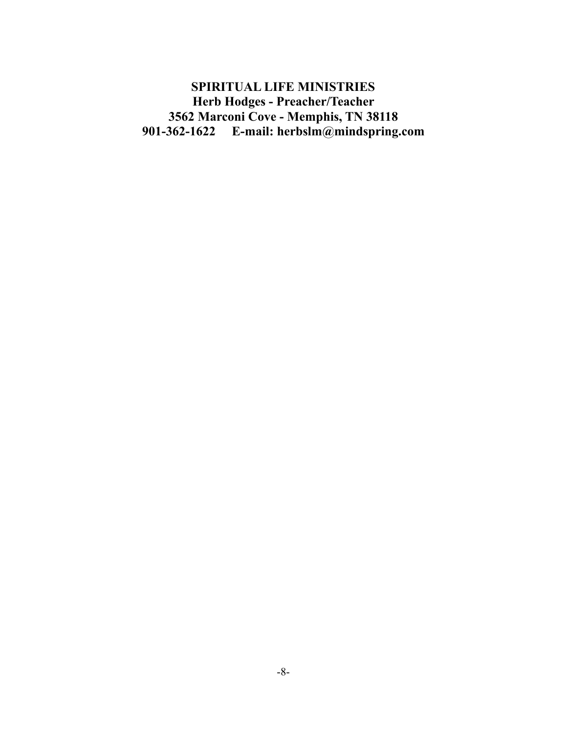**SPIRITUAL LIFE MINISTRIES**
**Herb Hodges - Preacher/Teacher**
**3562 Marconi Cove - Memphis, TN 38118**
**901-362-1622 E-mail: herbslm@mindspring.com**